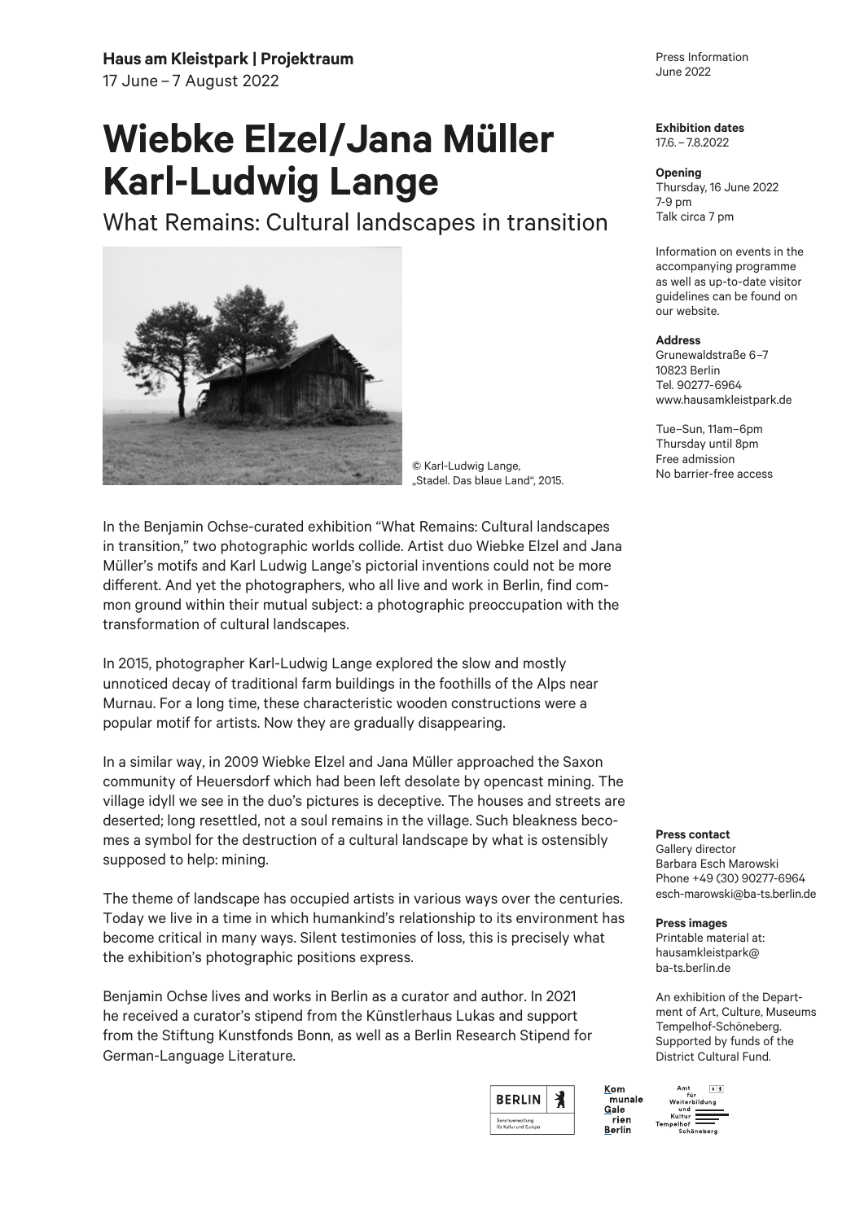**Haus am Kleistpark | Projektraum**
17 June – 7 August 2022

# Wiebke Elzel/Jana Müller Karl-Ludwig Lange

## What Remains: Cultural landscapes in transition

© Karl-Ludwig Lange, „Stadel. Das blaue Land", 2015.

In the Benjamin Ochse-curated exhibition "What Remains: Cultural landscapes in transition," two photographic worlds collide. Artist duo Wiebke Elzel and Jana Müller's motifs and Karl Ludwig Lange's pictorial inventions could not be more different. And yet the photographers, who all live and work in Berlin, find common ground within their mutual subject: a photographic preoccupation with the transformation of cultural landscapes.

In 2015, photographer Karl-Ludwig Lange explored the slow and mostly unnoticed decay of traditional farm buildings in the foothills of the Alps near Murnau. For a long time, these characteristic wooden constructions were a popular motif for artists. Now they are gradually disappearing.

In a similar way, in 2009 Wiebke Elzel and Jana Müller approached the Saxon community of Heuersdorf which had been left desolate by opencast mining. The village idyll we see in the duo's pictures is deceptive. The houses and streets are deserted; long resettled, not a soul remains in the village. Such bleakness becomes a symbol for the destruction of a cultural landscape by what is ostensibly supposed to help: mining.

The theme of landscape has occupied artists in various ways over the centuries. Today we live in a time in which humankind's relationship to its environment has become critical in many ways. Silent testimonies of loss, this is precisely what the exhibition's photographic positions express.

Benjamin Ochse lives and works in Berlin as a curator and author. In 2021 he received a curator's stipend from the Künstlerhaus Lukas and support from the Stiftung Kunstfonds Bonn, as well as a Berlin Research Stipend for German-Language Literature.

Press Information
June 2022

**Exhibition dates**
17.6. – 7.8.2022

**Opening**
Thursday, 16 June 2022
7-9 pm
Talk circa 7 pm

Information on events in the accompanying programme as well as up-to-date visitor guidelines can be found on our website.

**Address**
Grunewaldstraße 6–7
10823 Berlin
Tel. 90277-6964
www.hausamkleistpark.de

Tue–Sun, 11am–6pm
Thursday until 8pm
Free admission
No barrier-free access

**Press contact**
Gallery director
Barbara Esch Marowski
Phone +49 (30) 90277-6964
esch-marowski@ba-ts.berlin.de

**Press images**
Printable material at:
hausamkleistpark@ba-ts.berlin.de

An exhibition of the Department of Art, Culture, Museums Tempelhof-Schöneberg. Supported by funds of the District Cultural Fund.

BERLIN Senatsverwaltung für Kultur und Europa

Kommunale Galerien Berlin

Amt für Weiterbildung und Kultur Tempelhof Schöneberg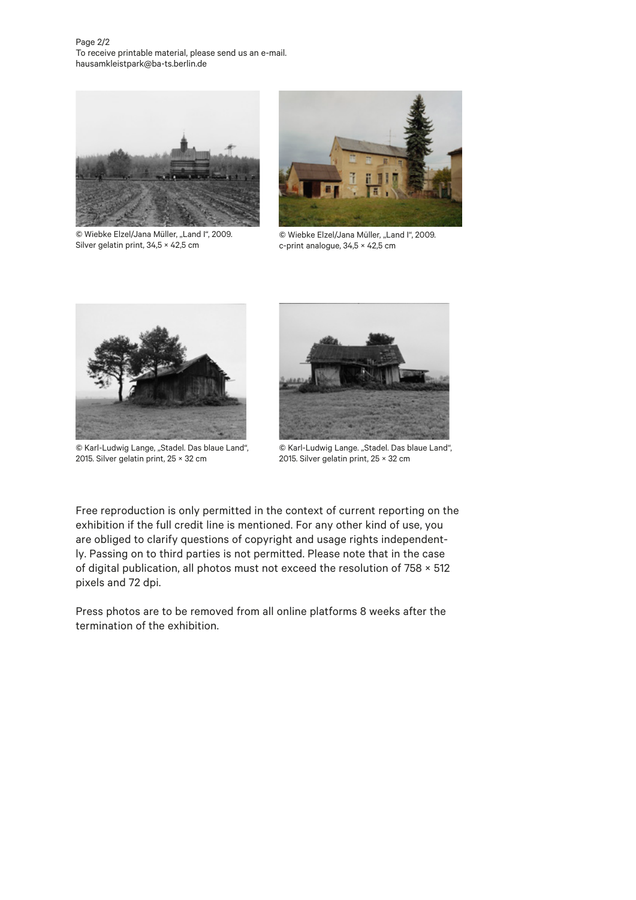To receive printable material, please send us an e-mail.
hausamkleistpark@ba-ts.berlin.de

© Wiebke Elzel/Jana Müller, „Land I", 2009.
Silver gelatin print, 34,5 × 42,5 cm

© Wiebke Elzel/Jana Müller, „Land I", 2009.
c-print analogue, 34,5 × 42,5 cm

© Karl-Ludwig Lange, „Stadel. Das blaue Land",
2015. Silver gelatin print, 25 × 32 cm

© Karl-Ludwig Lange. „Stadel. Das blaue Land",
2015. Silver gelatin print, 25 × 32 cm

Free reproduction is only permitted in the context of current reporting on the exhibition if the full credit line is mentioned. For any other kind of use, you are obliged to clarify questions of copyright and usage rights independently. Passing on to third parties is not permitted. Please note that in the case of digital publication, all photos must not exceed the resolution of 758 × 512 pixels and 72 dpi.

Press photos are to be removed from all online platforms 8 weeks after the termination of the exhibition.